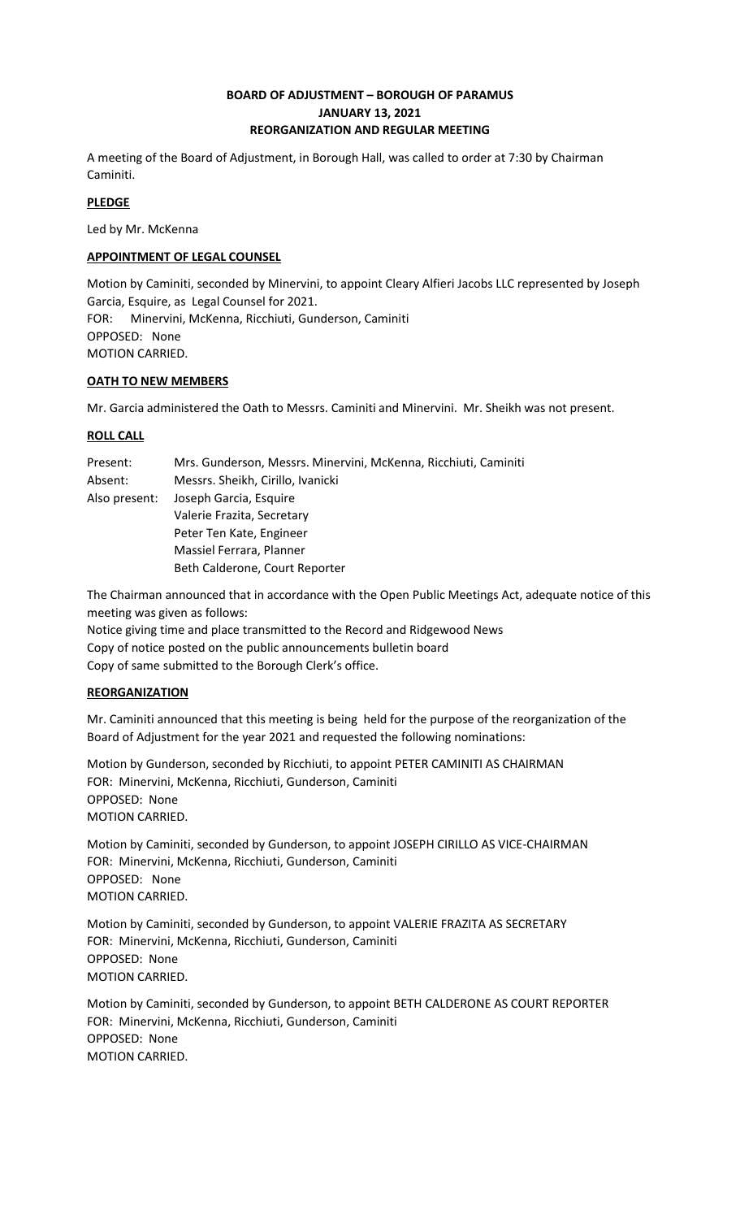# BOARD OF ADJUSTMENT – BOROUGH OF PARAMUS
## JANUARY 13, 2021
## REORGANIZATION AND REGULAR MEETING

A meeting of the Board of Adjustment, in Borough Hall, was called to order at 7:30 by Chairman Caminiti.

### PLEDGE

Led by Mr. McKenna

### APPOINTMENT OF LEGAL COUNSEL

Motion by Caminiti, seconded by Minervini, to appoint Cleary Alfieri Jacobs LLC represented by Joseph Garcia, Esquire, as Legal Counsel for 2021.
FOR: Minervini, McKenna, Ricchiuti, Gunderson, Caminiti
OPPOSED: None
MOTION CARRIED.

### OATH TO NEW MEMBERS

Mr. Garcia administered the Oath to Messrs. Caminiti and Minervini. Mr. Sheikh was not present.

### ROLL CALL

| | |
|---|---|
| Present: | Mrs. Gunderson, Messrs. Minervini, McKenna, Ricchiuti, Caminiti |
| Absent: | Messrs. Sheikh, Cirillo, Ivanicki |
| Also present: | Joseph Garcia, Esquire |
| | Valerie Frazita, Secretary |
| | Peter Ten Kate, Engineer |
| | Massiel Ferrara, Planner |
| | Beth Calderone, Court Reporter |

The Chairman announced that in accordance with the Open Public Meetings Act, adequate notice of this meeting was given as follows:

Notice giving time and place transmitted to the Record and Ridgewood News
Copy of notice posted on the public announcements bulletin board
Copy of same submitted to the Borough Clerk's office.

### REORGANIZATION

Mr. Caminiti announced that this meeting is being held for the purpose of the reorganization of the Board of Adjustment for the year 2021 and requested the following nominations:

Motion by Gunderson, seconded by Ricchiuti, to appoint PETER CAMINITI AS CHAIRMAN
FOR: Minervini, McKenna, Ricchiuti, Gunderson, Caminiti
OPPOSED: None
MOTION CARRIED.

Motion by Caminiti, seconded by Gunderson, to appoint JOSEPH CIRILLO AS VICE-CHAIRMAN
FOR: Minervini, McKenna, Ricchiuti, Gunderson, Caminiti
OPPOSED: None
MOTION CARRIED.

Motion by Caminiti, seconded by Gunderson, to appoint VALERIE FRAZITA AS SECRETARY
FOR: Minervini, McKenna, Ricchiuti, Gunderson, Caminiti
OPPOSED: None
MOTION CARRIED.

Motion by Caminiti, seconded by Gunderson, to appoint BETH CALDERONE AS COURT REPORTER
FOR: Minervini, McKenna, Ricchiuti, Gunderson, Caminiti
OPPOSED: None
MOTION CARRIED.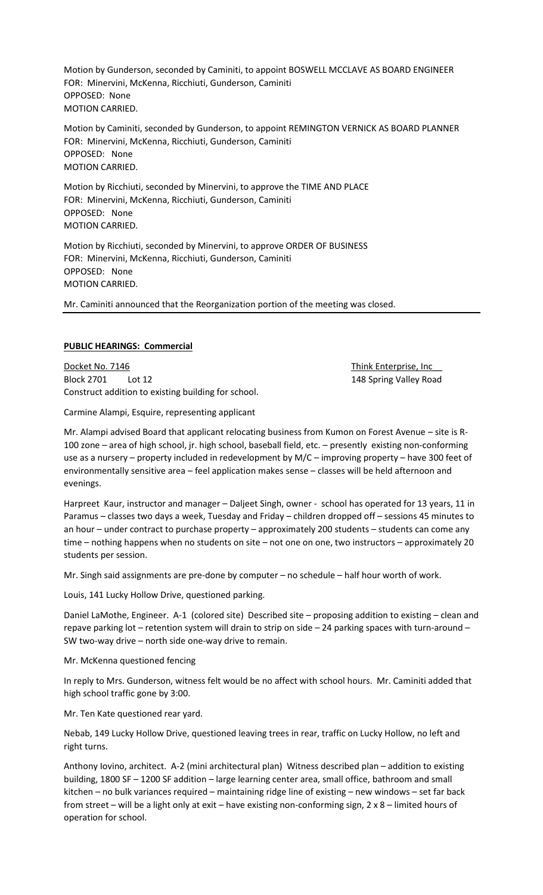Motion by Gunderson, seconded by Caminiti, to appoint BOSWELL MCCLAVE AS BOARD ENGINEER
FOR: Minervini, McKenna, Ricchiuti, Gunderson, Caminiti
OPPOSED: None
MOTION CARRIED.

Motion by Caminiti, seconded by Gunderson, to appoint REMINGTON VERNICK AS BOARD PLANNER
FOR: Minervini, McKenna, Ricchiuti, Gunderson, Caminiti
OPPOSED: None
MOTION CARRIED.

Motion by Ricchiuti, seconded by Minervini, to approve the TIME AND PLACE
FOR: Minervini, McKenna, Ricchiuti, Gunderson, Caminiti
OPPOSED: None
MOTION CARRIED.

Motion by Ricchiuti, seconded by Minervini, to approve ORDER OF BUSINESS
FOR: Minervini, McKenna, Ricchiuti, Gunderson, Caminiti
OPPOSED: None
MOTION CARRIED.

Mr. Caminiti announced that the Reorganization portion of the meeting was closed.

---

**PUBLIC HEARINGS: Commercial**

Docket No. 7146 — Think Enterprise, Inc
Block 2701 Lot 12 — 148 Spring Valley Road
Construct addition to existing building for school.

Carmine Alampi, Esquire, representing applicant

Mr. Alampi advised Board that applicant relocating business from Kumon on Forest Avenue – site is R-100 zone – area of high school, jr. high school, baseball field, etc. – presently existing non-conforming use as a nursery – property included in redevelopment by M/C – improving property – have 300 feet of environmentally sensitive area – feel application makes sense – classes will be held afternoon and evenings.

Harpreet Kaur, instructor and manager – Daljeet Singh, owner - school has operated for 13 years, 11 in Paramus – classes two days a week, Tuesday and Friday – children dropped off – sessions 45 minutes to an hour – under contract to purchase property – approximately 200 students – students can come any time – nothing happens when no students on site – not one on one, two instructors – approximately 20 students per session.

Mr. Singh said assignments are pre-done by computer – no schedule – half hour worth of work.

Louis, 141 Lucky Hollow Drive, questioned parking.

Daniel LaMothe, Engineer. A-1 (colored site) Described site – proposing addition to existing – clean and repave parking lot – retention system will drain to strip on side – 24 parking spaces with turn-around – SW two-way drive – north side one-way drive to remain.

Mr. McKenna questioned fencing

In reply to Mrs. Gunderson, witness felt would be no affect with school hours. Mr. Caminiti added that high school traffic gone by 3:00.

Mr. Ten Kate questioned rear yard.

Nebab, 149 Lucky Hollow Drive, questioned leaving trees in rear, traffic on Lucky Hollow, no left and right turns.

Anthony Iovino, architect. A-2 (mini architectural plan) Witness described plan – addition to existing building, 1800 SF – 1200 SF addition – large learning center area, small office, bathroom and small kitchen – no bulk variances required – maintaining ridge line of existing – new windows – set far back from street – will be a light only at exit – have existing non-conforming sign, 2 x 8 – limited hours of operation for school.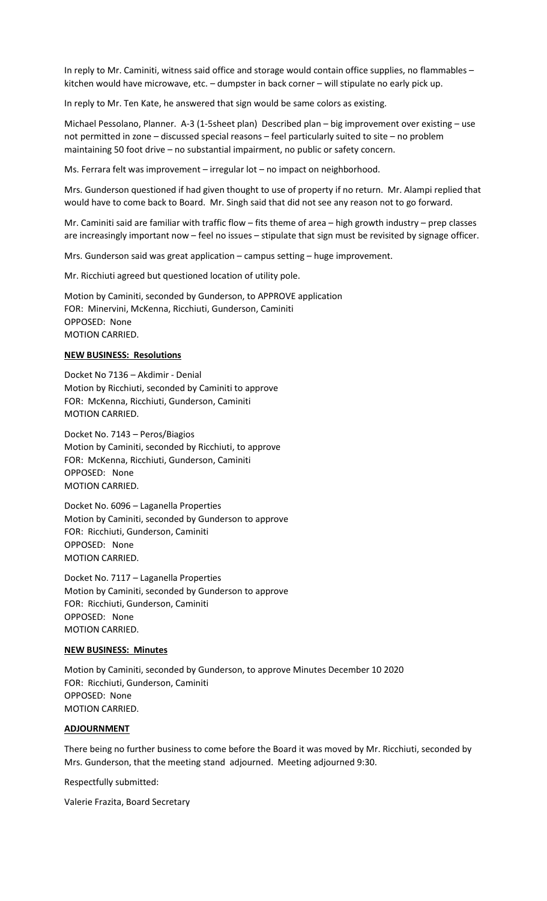In reply to Mr. Caminiti, witness said office and storage would contain office supplies, no flammables – kitchen would have microwave, etc. – dumpster in back corner – will stipulate no early pick up.

In reply to Mr. Ten Kate, he answered that sign would be same colors as existing.

Michael Pessolano, Planner. A-3 (1-5sheet plan) Described plan – big improvement over existing – use not permitted in zone – discussed special reasons – feel particularly suited to site – no problem maintaining 50 foot drive – no substantial impairment, no public or safety concern.

Ms. Ferrara felt was improvement – irregular lot – no impact on neighborhood.

Mrs. Gunderson questioned if had given thought to use of property if no return. Mr. Alampi replied that would have to come back to Board. Mr. Singh said that did not see any reason not to go forward.

Mr. Caminiti said are familiar with traffic flow – fits theme of area – high growth industry – prep classes are increasingly important now – feel no issues – stipulate that sign must be revisited by signage officer.

Mrs. Gunderson said was great application – campus setting – huge improvement.

Mr. Ricchiuti agreed but questioned location of utility pole.

Motion by Caminiti, seconded by Gunderson, to APPROVE application
FOR: Minervini, McKenna, Ricchiuti, Gunderson, Caminiti
OPPOSED: None
MOTION CARRIED.

**NEW BUSINESS: Resolutions**

Docket No 7136 – Akdimir - Denial
Motion by Ricchiuti, seconded by Caminiti to approve
FOR: McKenna, Ricchiuti, Gunderson, Caminiti
MOTION CARRIED.

Docket No. 7143 – Peros/Biagios
Motion by Caminiti, seconded by Ricchiuti, to approve
FOR: McKenna, Ricchiuti, Gunderson, Caminiti
OPPOSED: None
MOTION CARRIED.

Docket No. 6096 – Laganella Properties
Motion by Caminiti, seconded by Gunderson to approve
FOR: Ricchiuti, Gunderson, Caminiti
OPPOSED: None
MOTION CARRIED.

Docket No. 7117 – Laganella Properties
Motion by Caminiti, seconded by Gunderson to approve
FOR: Ricchiuti, Gunderson, Caminiti
OPPOSED: None
MOTION CARRIED.

**NEW BUSINESS: Minutes**

Motion by Caminiti, seconded by Gunderson, to approve Minutes December 10 2020
FOR: Ricchiuti, Gunderson, Caminiti
OPPOSED: None
MOTION CARRIED.

**ADJOURNMENT**

There being no further business to come before the Board it was moved by Mr. Ricchiuti, seconded by Mrs. Gunderson, that the meeting stand adjourned. Meeting adjourned 9:30.

Respectfully submitted:

Valerie Frazita, Board Secretary